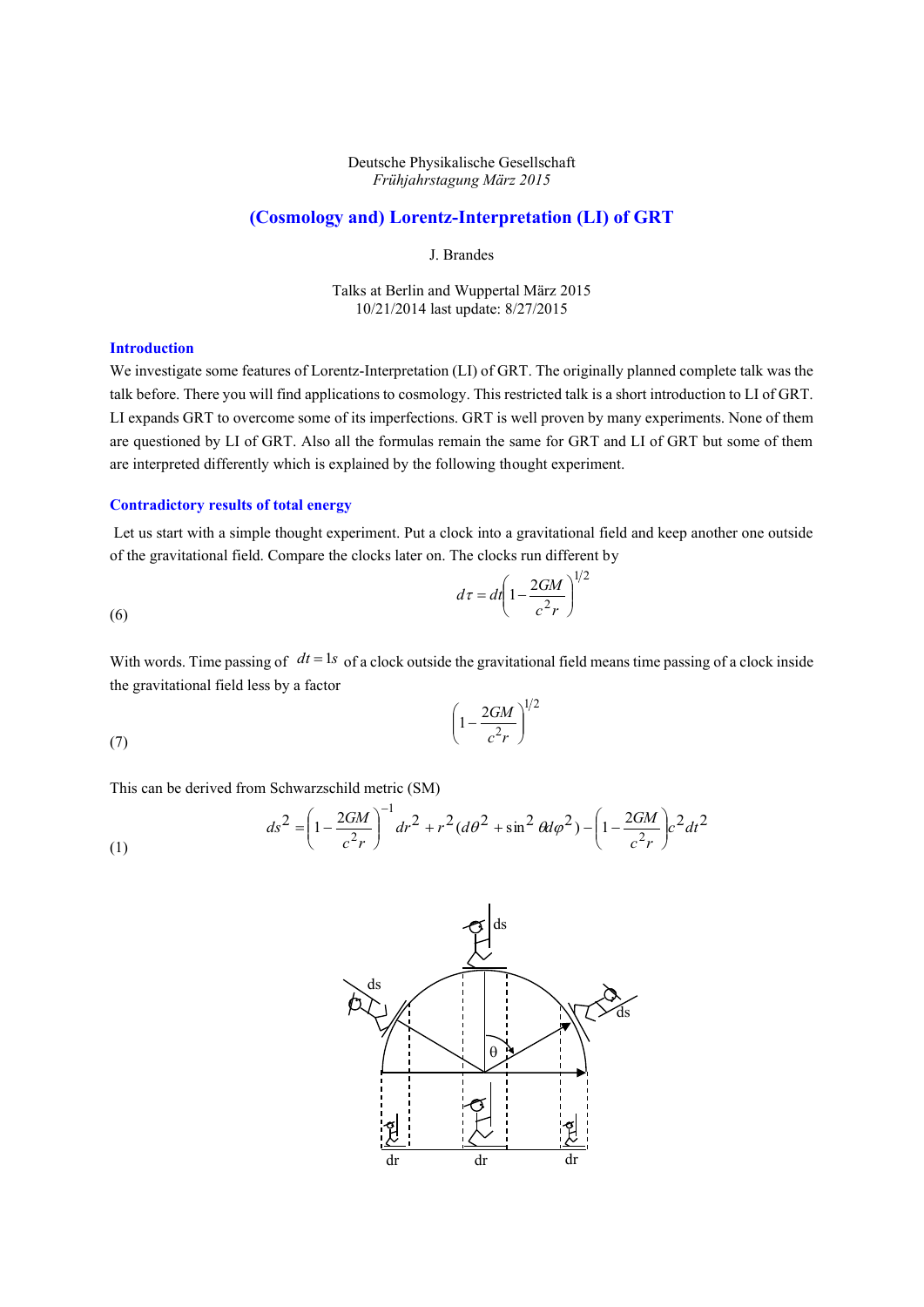Deutsche Physikalische Gesellschaft
*Frühjahrstagung März 2015*

# (Cosmology and) Lorentz-Interpretation (LI) of GRT

J. Brandes

Talks at Berlin and Wuppertal März 2015
10/21/2014 last update: 8/27/2015

## Introduction

We investigate some features of Lorentz-Interpretation (LI) of GRT. The originally planned complete talk was the talk before. There you will find applications to cosmology. This restricted talk is a short introduction to LI of GRT. LI expands GRT to overcome some of its imperfections. GRT is well proven by many experiments. None of them are questioned by LI of GRT. Also all the formulas remain the same for GRT and LI of GRT but some of them are interpreted differently which is explained by the following thought experiment.

## Contradictory results of total energy

Let us start with a simple thought experiment. Put a clock into a gravitational field and keep another one outside of the gravitational field. Compare the clocks later on. The clocks run different by

(6)
$$d\tau = dt\left(1-\frac{2GM}{c^2 r}\right)^{1/2}$$

With words. Time passing of $dt = 1s$ of a clock outside the gravitational field means time passing of a clock inside the gravitational field less by a factor

(7)
$$\left(1-\frac{2GM}{c^2 r}\right)^{1/2}$$

This can be derived from Schwarzschild metric (SM)

(1)
$$ds^2 = \left(1-\frac{2GM}{c^2 r}\right)^{-1} dr^2 + r^2(d\theta^2 + \sin^2\theta d\varphi^2) - \left(1-\frac{2GM}{c^2 r}\right)c^2 dt^2$$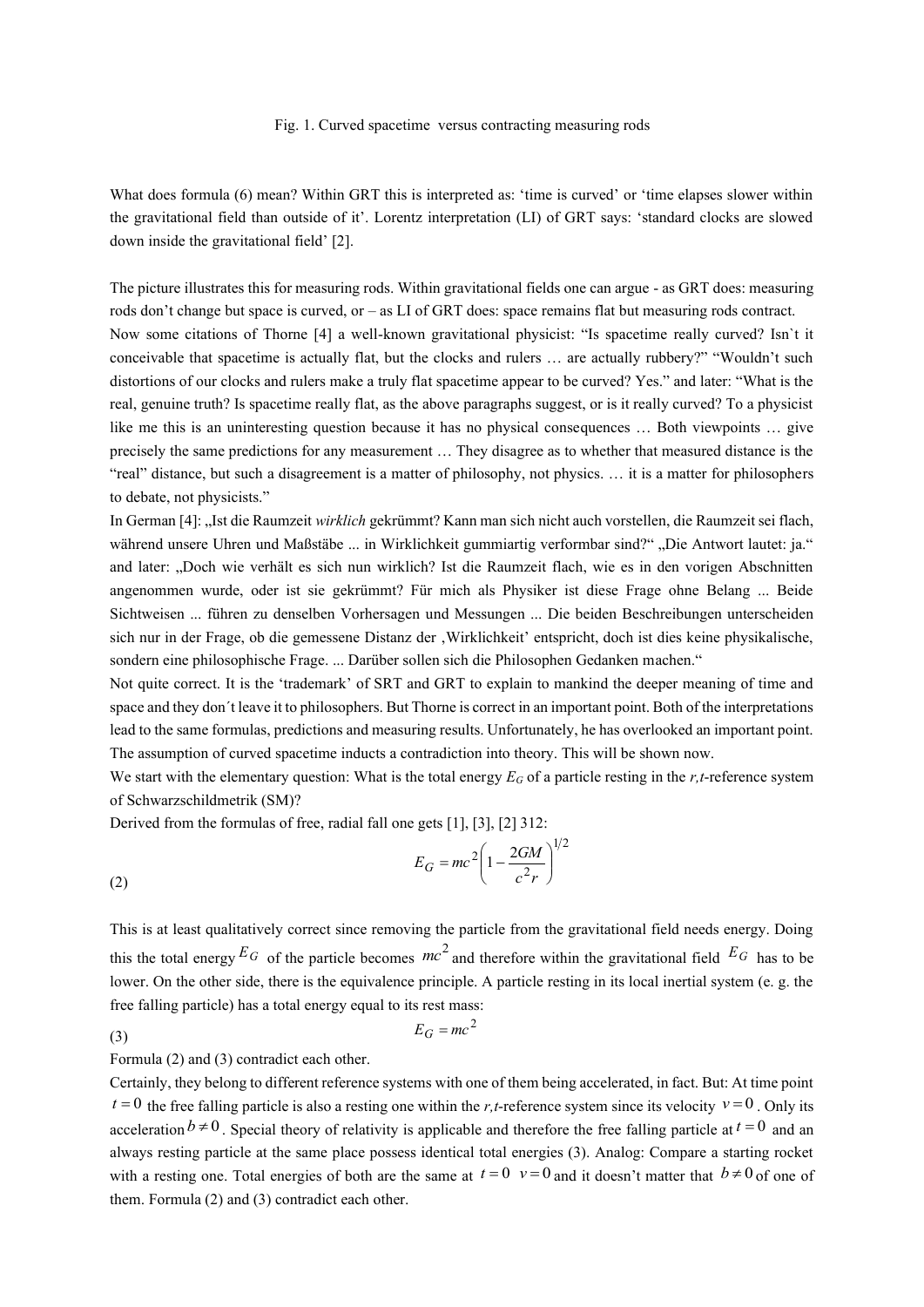Fig. 1. Curved spacetime versus contracting measuring rods

What does formula (6) mean? Within GRT this is interpreted as: 'time is curved' or 'time elapses slower within the gravitational field than outside of it'. Lorentz interpretation (LI) of GRT says: 'standard clocks are slowed down inside the gravitational field' [2].

The picture illustrates this for measuring rods. Within gravitational fields one can argue - as GRT does: measuring rods don't change but space is curved, or – as LI of GRT does: space remains flat but measuring rods contract.
Now some citations of Thorne [4] a well-known gravitational physicist: "Is spacetime really curved? Isn`t it conceivable that spacetime is actually flat, but the clocks and rulers … are actually rubbery?" "Wouldn't such distortions of our clocks and rulers make a truly flat spacetime appear to be curved? Yes." and later: "What is the real, genuine truth? Is spacetime really flat, as the above paragraphs suggest, or is it really curved? To a physicist like me this is an uninteresting question because it has no physical consequences … Both viewpoints … give precisely the same predictions for any measurement … They disagree as to whether that measured distance is the "real" distance, but such a disagreement is a matter of philosophy, not physics. … it is a matter for philosophers to debate, not physicists."
In German [4]: „Ist die Raumzeit *wirklich* gekrümmt? Kann man sich nicht auch vorstellen, die Raumzeit sei flach, während unsere Uhren und Maßstäbe ... in Wirklichkeit gummiartig verformbar sind?" „Die Antwort lautet: ja." and later: „Doch wie verhält es sich nun wirklich? Ist die Raumzeit flach, wie es in den vorigen Abschnitten angenommen wurde, oder ist sie gekrümmt? Für mich als Physiker ist diese Frage ohne Belang ... Beide Sichtweisen ... führen zu denselben Vorhersagen und Messungen ... Die beiden Beschreibungen unterscheiden sich nur in der Frage, ob die gemessene Distanz der ‚Wirklichkeit' entspricht, doch ist dies keine physikalische, sondern eine philosophische Frage. ... Darüber sollen sich die Philosophen Gedanken machen."
Not quite correct. It is the 'trademark' of SRT and GRT to explain to mankind the deeper meaning of time and space and they don´t leave it to philosophers. But Thorne is correct in an important point. Both of the interpretations lead to the same formulas, predictions and measuring results. Unfortunately, he has overlooked an important point. The assumption of curved spacetime inducts a contradiction into theory. This will be shown now.
We start with the elementary question: What is the total energy $E_G$ of a particle resting in the *r,t*-reference system of Schwarzschildmetrik (SM)?
Derived from the formulas of free, radial fall one gets [1], [3], [2] 312:

$$E_G = mc^2\left(1 - \frac{2GM}{c^2 r}\right)^{1/2} \tag{2}$$

This is at least qualitatively correct since removing the particle from the gravitational field needs energy. Doing this the total energy $E_G$ of the particle becomes $mc^2$ and therefore within the gravitational field $E_G$ has to be lower. On the other side, there is the equivalence principle. A particle resting in its local inertial system (e. g. the free falling particle) has a total energy equal to its rest mass:

$$E_G = mc^2 \tag{3}$$

Formula (2) and (3) contradict each other.
Certainly, they belong to different reference systems with one of them being accelerated, in fact. But: At time point $t = 0$ the free falling particle is also a resting one within the *r,t*-reference system since its velocity $v = 0$. Only its acceleration $b \neq 0$. Special theory of relativity is applicable and therefore the free falling particle at $t = 0$ and an always resting particle at the same place possess identical total energies (3). Analog: Compare a starting rocket with a resting one. Total energies of both are the same at $t = 0$ $v = 0$ and it doesn't matter that $b \neq 0$ of one of them. Formula (2) and (3) contradict each other.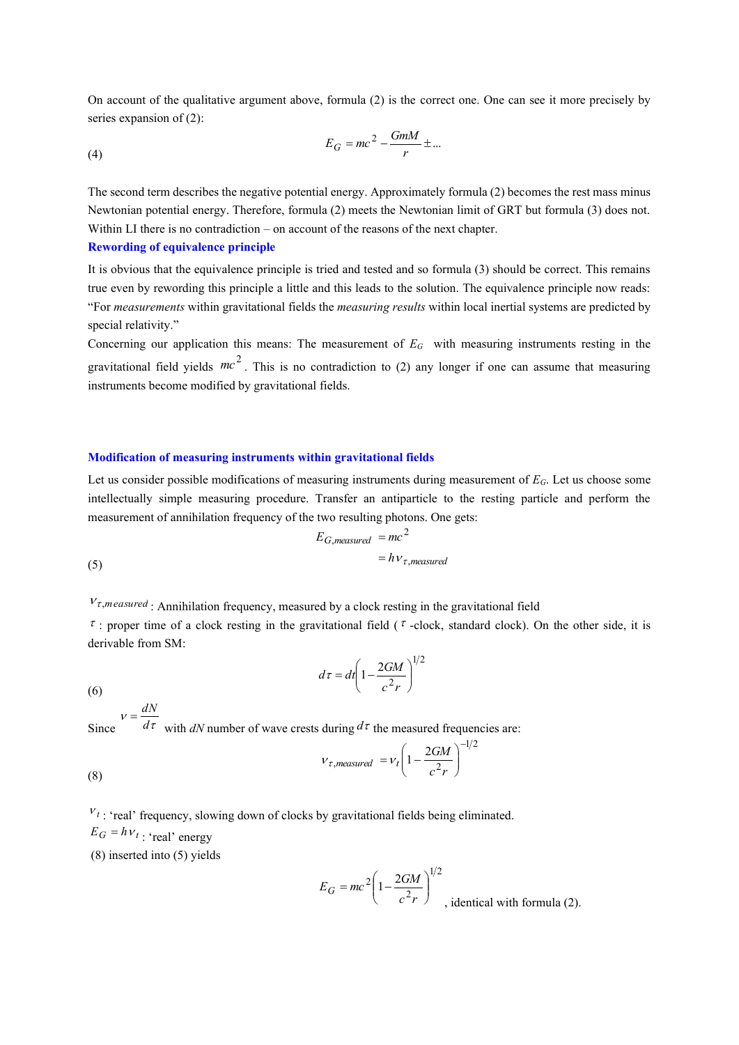On account of the qualitative argument above, formula (2) is the correct one. One can see it more precisely by series expansion of (2):

$$E_G = mc^2 - \frac{GmM}{r} \pm ... \tag{4}$$

The second term describes the negative potential energy. Approximately formula (2) becomes the rest mass minus Newtonian potential energy. Therefore, formula (2) meets the Newtonian limit of GRT but formula (3) does not. Within LI there is no contradiction – on account of the reasons of the next chapter.

## Rewording of equivalence principle

It is obvious that the equivalence principle is tried and tested and so formula (3) should be correct. This remains true even by rewording this principle a little and this leads to the solution. The equivalence principle now reads: "For *measurements* within gravitational fields the *measuring results* within local inertial systems are predicted by special relativity."

Concerning our application this means: The measurement of $E_G$ with measuring instruments resting in the gravitational field yields $mc^2$. This is no contradiction to (2) any longer if one can assume that measuring instruments become modified by gravitational fields.

## Modification of measuring instruments within gravitational fields

Let us consider possible modifications of measuring instruments during measurement of $E_G$. Let us choose some intellectually simple measuring procedure. Transfer an antiparticle to the resting particle and perform the measurement of annihilation frequency of the two resulting photons. One gets:

$$\begin{aligned} E_{G,measured} &= mc^2 \\ &= h\nu_{\tau,measured} \end{aligned} \tag{5}$$

$\nu_{\tau,measured}$: Annihilation frequency, measured by a clock resting in the gravitational field

$\tau$: proper time of a clock resting in the gravitational field ($\tau$-clock, standard clock). On the other side, it is derivable from SM:

$$d\tau = dt\left(1 - \frac{2GM}{c^2 r}\right)^{1/2} \tag{6}$$

Since $\nu = \frac{dN}{d\tau}$ with $dN$ number of wave crests during $d\tau$ the measured frequencies are:

$$\nu_{\tau,measured} = \nu_t\left(1 - \frac{2GM}{c^2 r}\right)^{-1/2} \tag{8}$$

$\nu_t$: 'real' frequency, slowing down of clocks by gravitational fields being eliminated.

$E_G = h\nu_t$: 'real' energy

(8) inserted into (5) yields

$$E_G = mc^2\left(1 - \frac{2GM}{c^2 r}\right)^{1/2}$$

, identical with formula (2).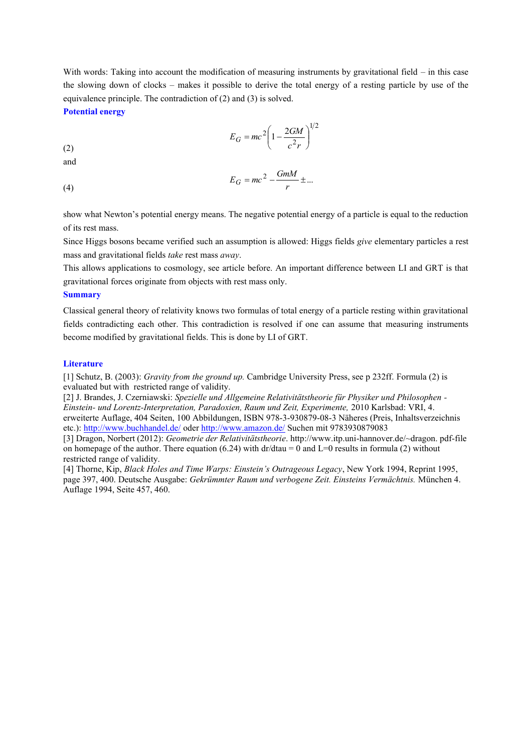With words: Taking into account the modification of measuring instruments by gravitational field – in this case the slowing down of clocks – makes it possible to derive the total energy of a resting particle by use of the equivalence principle. The contradiction of (2) and (3) is solved.

## Potential energy

(2)
$$E_G = mc^2\left(1 - \frac{2GM}{c^2 r}\right)^{1/2}$$

and

(4)
$$E_G = mc^2 - \frac{GmM}{r} \pm \ldots$$

show what Newton's potential energy means. The negative potential energy of a particle is equal to the reduction of its rest mass.

Since Higgs bosons became verified such an assumption is allowed: Higgs fields *give* elementary particles a rest mass and gravitational fields *take* rest mass *away*.

This allows applications to cosmology, see article before. An important difference between LI and GRT is that gravitational forces originate from objects with rest mass only.

## Summary

Classical general theory of relativity knows two formulas of total energy of a particle resting within gravitational fields contradicting each other. This contradiction is resolved if one can assume that measuring instruments become modified by gravitational fields. This is done by LI of GRT.

## Literature

[1] Schutz, B. (2003): *Gravity from the ground up.* Cambridge University Press, see p 232ff. Formula (2) is evaluated but with restricted range of validity.

[2] J. Brandes, J. Czerniawski: *Spezielle und Allgemeine Relativitätstheorie für Physiker und Philosophen - Einstein- und Lorentz-Interpretation, Paradoxien, Raum und Zeit, Experimente,* 2010 Karlsbad: VRI, 4. erweiterte Auflage, 404 Seiten, 100 Abbildungen, ISBN 978-3-930879-08-3 Näheres (Preis, Inhaltsverzeichnis etc.): http://www.buchhandel.de/ oder http://www.amazon.de/ Suchen mit 9783930879083

[3] Dragon, Norbert (2012): *Geometrie der Relativitätstheorie*. http://www.itp.uni-hannover.de/~dragon. pdf-file on homepage of the author. There equation (6.24) with dr/dtau = 0 and L=0 results in formula (2) without restricted range of validity.

[4] Thorne, Kip, *Black Holes and Time Warps: Einstein's Outrageous Legacy*, New York 1994, Reprint 1995, page 397, 400. Deutsche Ausgabe: *Gekrümmter Raum und verbogene Zeit. Einsteins Vermächtnis.* München 4. Auflage 1994, Seite 457, 460.